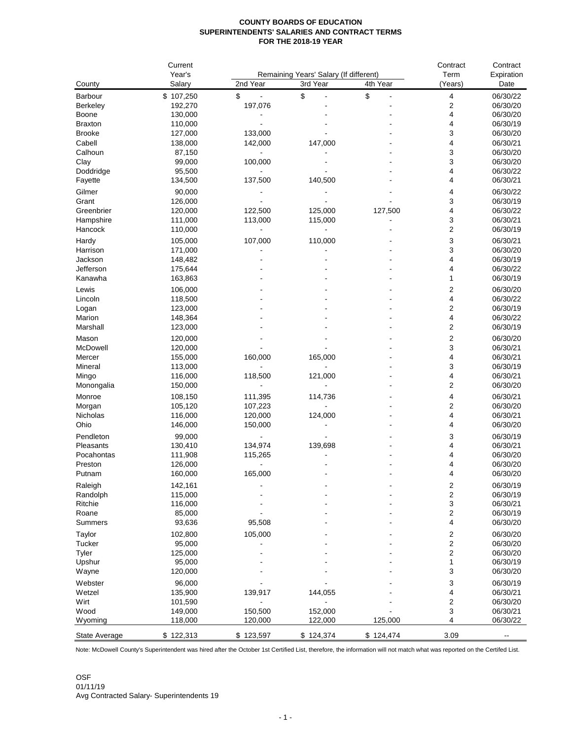# COUNTY BOARDS OF EDUCATION
## SUPERINTENDENTS' SALARIES AND CONTRACT TERMS
### FOR THE 2018-19 YEAR

| County | Current Year's Salary | Remaining Years' Salary (If different) 2nd Year | 3rd Year | 4th Year | Contract Term (Years) | Contract Expiration Date |
|---|---|---|---|---|---|---|
| Barbour | $ 107,250 | $ - | $ - | $ - | 4 | 06/30/22 |
| Berkeley | 192,270 | 197,076 | - | - | 2 | 06/30/20 |
| Boone | 130,000 | - | - | - | 4 | 06/30/20 |
| Braxton | 110,000 | - | - | - | 4 | 06/30/19 |
| Brooke | 127,000 | 133,000 | - | - | 3 | 06/30/20 |
| Cabell | 138,000 | 142,000 | 147,000 | - | 4 | 06/30/21 |
| Calhoun | 87,150 | - | - | - | 3 | 06/30/20 |
| Clay | 99,000 | 100,000 | - | - | 3 | 06/30/20 |
| Doddridge | 95,500 | - | - | - | 4 | 06/30/22 |
| Fayette | 134,500 | 137,500 | 140,500 | - | 4 | 06/30/21 |
| Gilmer | 90,000 | - | - | - | 4 | 06/30/22 |
| Grant | 126,000 | - | - | - | 3 | 06/30/19 |
| Greenbrier | 120,000 | 122,500 | 125,000 | 127,500 | 4 | 06/30/22 |
| Hampshire | 111,000 | 113,000 | 115,000 | - | 3 | 06/30/21 |
| Hancock | 110,000 | - | - | - | 2 | 06/30/19 |
| Hardy | 105,000 | 107,000 | 110,000 | - | 3 | 06/30/21 |
| Harrison | 171,000 | - | - | - | 3 | 06/30/20 |
| Jackson | 148,482 | - | - | - | 4 | 06/30/19 |
| Jefferson | 175,644 | - | - | - | 4 | 06/30/22 |
| Kanawha | 163,863 | - | - | - | 1 | 06/30/19 |
| Lewis | 106,000 | - | - | - | 2 | 06/30/20 |
| Lincoln | 118,500 | - | - | - | 4 | 06/30/22 |
| Logan | 123,000 | - | - | - | 2 | 06/30/19 |
| Marion | 148,364 | - | - | - | 4 | 06/30/22 |
| Marshall | 123,000 | - | - | - | 2 | 06/30/19 |
| Mason | 120,000 | - | - | - | 2 | 06/30/20 |
| McDowell | 120,000 | - | - | - | 3 | 06/30/21 |
| Mercer | 155,000 | 160,000 | 165,000 | - | 4 | 06/30/21 |
| Mineral | 113,000 | - | - | - | 3 | 06/30/19 |
| Mingo | 116,000 | 118,500 | 121,000 | - | 4 | 06/30/21 |
| Monongalia | 150,000 | - | - | - | 2 | 06/30/20 |
| Monroe | 108,150 | 111,395 | 114,736 | - | 4 | 06/30/21 |
| Morgan | 105,120 | 107,223 | - | - | 2 | 06/30/20 |
| Nicholas | 116,000 | 120,000 | 124,000 | - | 4 | 06/30/21 |
| Ohio | 146,000 | 150,000 | - | - | 4 | 06/30/20 |
| Pendleton | 99,000 | - | - | - | 3 | 06/30/19 |
| Pleasants | 130,410 | 134,974 | 139,698 | - | 4 | 06/30/21 |
| Pocahontas | 111,908 | 115,265 | - | - | 4 | 06/30/20 |
| Preston | 126,000 | - | - | - | 4 | 06/30/20 |
| Putnam | 160,000 | 165,000 | - | - | 4 | 06/30/20 |
| Raleigh | 142,161 | - | - | - | 2 | 06/30/19 |
| Randolph | 115,000 | - | - | - | 2 | 06/30/19 |
| Ritchie | 116,000 | - | - | - | 3 | 06/30/21 |
| Roane | 85,000 | - | - | - | 2 | 06/30/19 |
| Summers | 93,636 | 95,508 | - | - | 4 | 06/30/20 |
| Taylor | 102,800 | 105,000 | - | - | 2 | 06/30/20 |
| Tucker | 95,000 | - | - | - | 2 | 06/30/20 |
| Tyler | 125,000 | - | - | - | 2 | 06/30/20 |
| Upshur | 95,000 | - | - | - | 1 | 06/30/19 |
| Wayne | 120,000 | - | - | - | 3 | 06/30/20 |
| Webster | 96,000 | - | - | - | 3 | 06/30/19 |
| Wetzel | 135,900 | 139,917 | 144,055 | - | 4 | 06/30/21 |
| Wirt | 101,590 | - | - | - | 2 | 06/30/20 |
| Wood | 149,000 | 150,500 | 152,000 | - | 3 | 06/30/21 |
| Wyoming | 118,000 | 120,000 | 122,000 | 125,000 | 4 | 06/30/22 |
| State Average | $ 122,313 | $ 123,597 | $ 124,374 | $ 124,474 | 3.09 | -- |

Note: McDowell County's Superintendent was hired after the October 1st Certified List, therefore, the information will not match what was reported on the Certifed List.

OSF
01/11/19
Avg Contracted Salary- Superintendents 19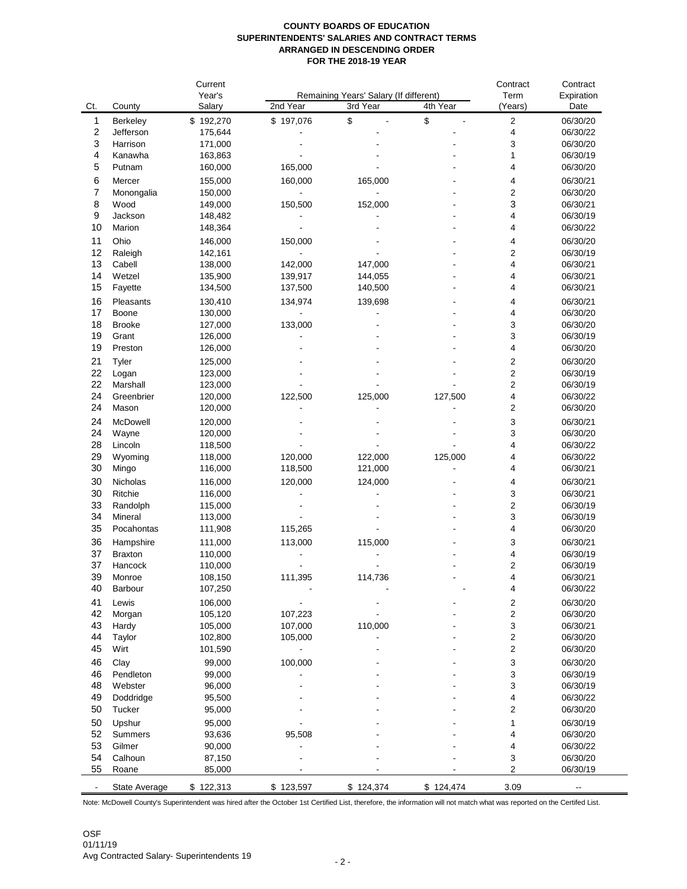**COUNTY BOARDS OF EDUCATION**
**SUPERINTENDENTS' SALARIES AND CONTRACT TERMS**
**ARRANGED IN DESCENDING ORDER**
**FOR THE 2018-19 YEAR**

| Ct. | County | Current Year's Salary | Remaining Years' Salary (If different) 2nd Year | 3rd Year | 4th Year | Contract Term (Years) | Contract Expiration Date |
|---|---|---|---|---|---|---|---|
| 1 | Berkeley | $ 192,270 | $ 197,076 | $ - | $ - | 2 | 06/30/20 |
| 2 | Jefferson | 175,644 | - | - | - | 4 | 06/30/22 |
| 3 | Harrison | 171,000 | - | - | - | 3 | 06/30/20 |
| 4 | Kanawha | 163,863 | - | - | - | 1 | 06/30/19 |
| 5 | Putnam | 160,000 | 165,000 | - | - | 4 | 06/30/20 |
| 6 | Mercer | 155,000 | 160,000 | 165,000 | - | 4 | 06/30/21 |
| 7 | Monongalia | 150,000 | - | - | - | 2 | 06/30/20 |
| 8 | Wood | 149,000 | 150,500 | 152,000 | - | 3 | 06/30/21 |
| 9 | Jackson | 148,482 | - | - | - | 4 | 06/30/19 |
| 10 | Marion | 148,364 | - | - | - | 4 | 06/30/22 |
| 11 | Ohio | 146,000 | 150,000 | - | - | 4 | 06/30/20 |
| 12 | Raleigh | 142,161 | - | - | - | 2 | 06/30/19 |
| 13 | Cabell | 138,000 | 142,000 | 147,000 | - | 4 | 06/30/21 |
| 14 | Wetzel | 135,900 | 139,917 | 144,055 | - | 4 | 06/30/21 |
| 15 | Fayette | 134,500 | 137,500 | 140,500 | - | 4 | 06/30/21 |
| 16 | Pleasants | 130,410 | 134,974 | 139,698 | - | 4 | 06/30/21 |
| 17 | Boone | 130,000 | - | - | - | 4 | 06/30/20 |
| 18 | Brooke | 127,000 | 133,000 | - | - | 3 | 06/30/20 |
| 19 | Grant | 126,000 | - | - | - | 3 | 06/30/19 |
| 19 | Preston | 126,000 | - | - | - | 4 | 06/30/20 |
| 21 | Tyler | 125,000 | - | - | - | 2 | 06/30/20 |
| 22 | Logan | 123,000 | - | - | - | 2 | 06/30/19 |
| 22 | Marshall | 123,000 | - | - | - | 2 | 06/30/19 |
| 24 | Greenbrier | 120,000 | 122,500 | 125,000 | 127,500 | 4 | 06/30/22 |
| 24 | Mason | 120,000 | - | - | - | 2 | 06/30/20 |
| 24 | McDowell | 120,000 | - | - | - | 3 | 06/30/21 |
| 24 | Wayne | 120,000 | - | - | - | 3 | 06/30/20 |
| 28 | Lincoln | 118,500 | - | - | - | 4 | 06/30/22 |
| 29 | Wyoming | 118,000 | 120,000 | 122,000 | 125,000 | 4 | 06/30/22 |
| 30 | Mingo | 116,000 | 118,500 | 121,000 | - | 4 | 06/30/21 |
| 30 | Nicholas | 116,000 | 120,000 | 124,000 | - | 4 | 06/30/21 |
| 30 | Ritchie | 116,000 | - | - | - | 3 | 06/30/21 |
| 33 | Randolph | 115,000 | - | - | - | 2 | 06/30/19 |
| 34 | Mineral | 113,000 | - | - | - | 3 | 06/30/19 |
| 35 | Pocahontas | 111,908 | 115,265 | - | - | 4 | 06/30/20 |
| 36 | Hampshire | 111,000 | 113,000 | 115,000 | - | 3 | 06/30/21 |
| 37 | Braxton | 110,000 | - | - | - | 4 | 06/30/19 |
| 37 | Hancock | 110,000 | - | - | - | 2 | 06/30/19 |
| 39 | Monroe | 108,150 | 111,395 | 114,736 | - | 4 | 06/30/21 |
| 40 | Barbour | 107,250 | - | - | - | 4 | 06/30/22 |
| 41 | Lewis | 106,000 | - | - | - | 2 | 06/30/20 |
| 42 | Morgan | 105,120 | 107,223 | - | - | 2 | 06/30/20 |
| 43 | Hardy | 105,000 | 107,000 | 110,000 | - | 3 | 06/30/21 |
| 44 | Taylor | 102,800 | 105,000 | - | - | 2 | 06/30/20 |
| 45 | Wirt | 101,590 | - | - | - | 2 | 06/30/20 |
| 46 | Clay | 99,000 | 100,000 | - | - | 3 | 06/30/20 |
| 46 | Pendleton | 99,000 | - | - | - | 3 | 06/30/19 |
| 48 | Webster | 96,000 | - | - | - | 3 | 06/30/19 |
| 49 | Doddridge | 95,500 | - | - | - | 4 | 06/30/22 |
| 50 | Tucker | 95,000 | - | - | - | 2 | 06/30/20 |
| 50 | Upshur | 95,000 | - | - | - | 1 | 06/30/19 |
| 52 | Summers | 93,636 | 95,508 | - | - | 4 | 06/30/20 |
| 53 | Gilmer | 90,000 | - | - | - | 4 | 06/30/22 |
| 54 | Calhoun | 87,150 | - | - | - | 3 | 06/30/20 |
| 55 | Roane | 85,000 | - | - | - | 2 | 06/30/19 |
| - | State Average | $ 122,313 | $ 123,597 | $ 124,374 | $ 124,474 | 3.09 | -- |

Note: McDowell County's Superintendent was hired after the October 1st Certified List, therefore, the information will not match what was reported on the Certifed List.

OSF
01/11/19
Avg Contracted Salary- Superintendents 19